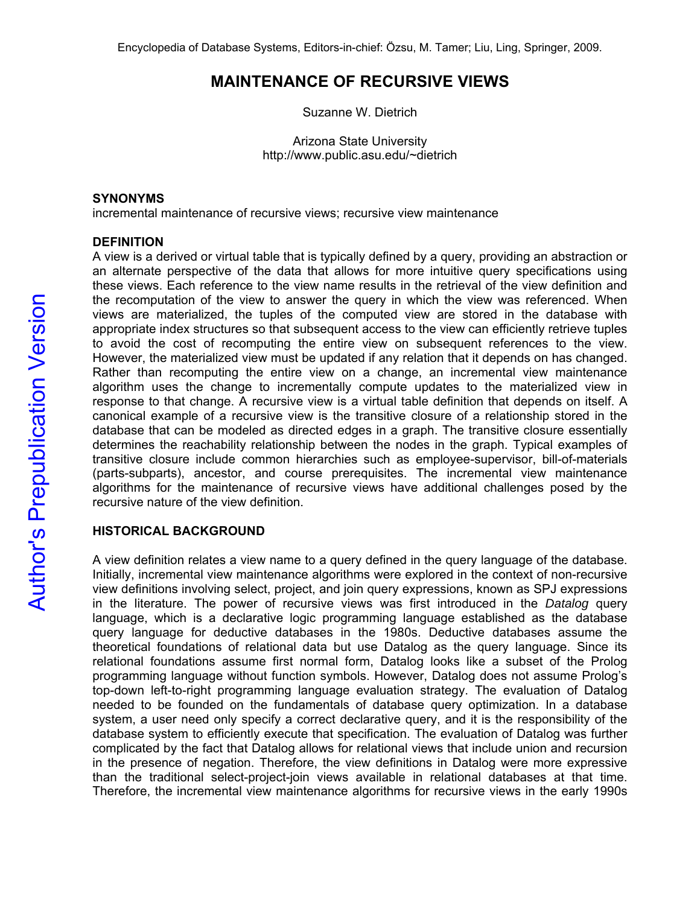Encyclopedia of Database Systems, Editors-in-chief: Özsu, M. Tamer; Liu, Ling, Springer, 2009.

# MAINTENANCE OF RECURSIVE VIEWS

Suzanne W. Dietrich

Arizona State University
http://www.public.asu.edu/~dietrich

Author's Prepublication Version

## SYNONYMS

incremental maintenance of recursive views; recursive view maintenance

## DEFINITION

A view is a derived or virtual table that is typically defined by a query, providing an abstraction or an alternate perspective of the data that allows for more intuitive query specifications using these views. Each reference to the view name results in the retrieval of the view definition and the recomputation of the view to answer the query in which the view was referenced. When views are materialized, the tuples of the computed view are stored in the database with appropriate index structures so that subsequent access to the view can efficiently retrieve tuples to avoid the cost of recomputing the entire view on subsequent references to the view. However, the materialized view must be updated if any relation that it depends on has changed. Rather than recomputing the entire view on a change, an incremental view maintenance algorithm uses the change to incrementally compute updates to the materialized view in response to that change. A recursive view is a virtual table definition that depends on itself. A canonical example of a recursive view is the transitive closure of a relationship stored in the database that can be modeled as directed edges in a graph. The transitive closure essentially determines the reachability relationship between the nodes in the graph. Typical examples of transitive closure include common hierarchies such as employee-supervisor, bill-of-materials (parts-subparts), ancestor, and course prerequisites. The incremental view maintenance algorithms for the maintenance of recursive views have additional challenges posed by the recursive nature of the view definition.

## HISTORICAL BACKGROUND

A view definition relates a view name to a query defined in the query language of the database. Initially, incremental view maintenance algorithms were explored in the context of non-recursive view definitions involving select, project, and join query expressions, known as SPJ expressions in the literature. The power of recursive views was first introduced in the *Datalog* query language, which is a declarative logic programming language established as the database query language for deductive databases in the 1980s. Deductive databases assume the theoretical foundations of relational data but use Datalog as the query language. Since its relational foundations assume first normal form, Datalog looks like a subset of the Prolog programming language without function symbols. However, Datalog does not assume Prolog's top-down left-to-right programming language evaluation strategy. The evaluation of Datalog needed to be founded on the fundamentals of database query optimization. In a database system, a user need only specify a correct declarative query, and it is the responsibility of the database system to efficiently execute that specification. The evaluation of Datalog was further complicated by the fact that Datalog allows for relational views that include union and recursion in the presence of negation. Therefore, the view definitions in Datalog were more expressive than the traditional select-project-join views available in relational databases at that time. Therefore, the incremental view maintenance algorithms for recursive views in the early 1990s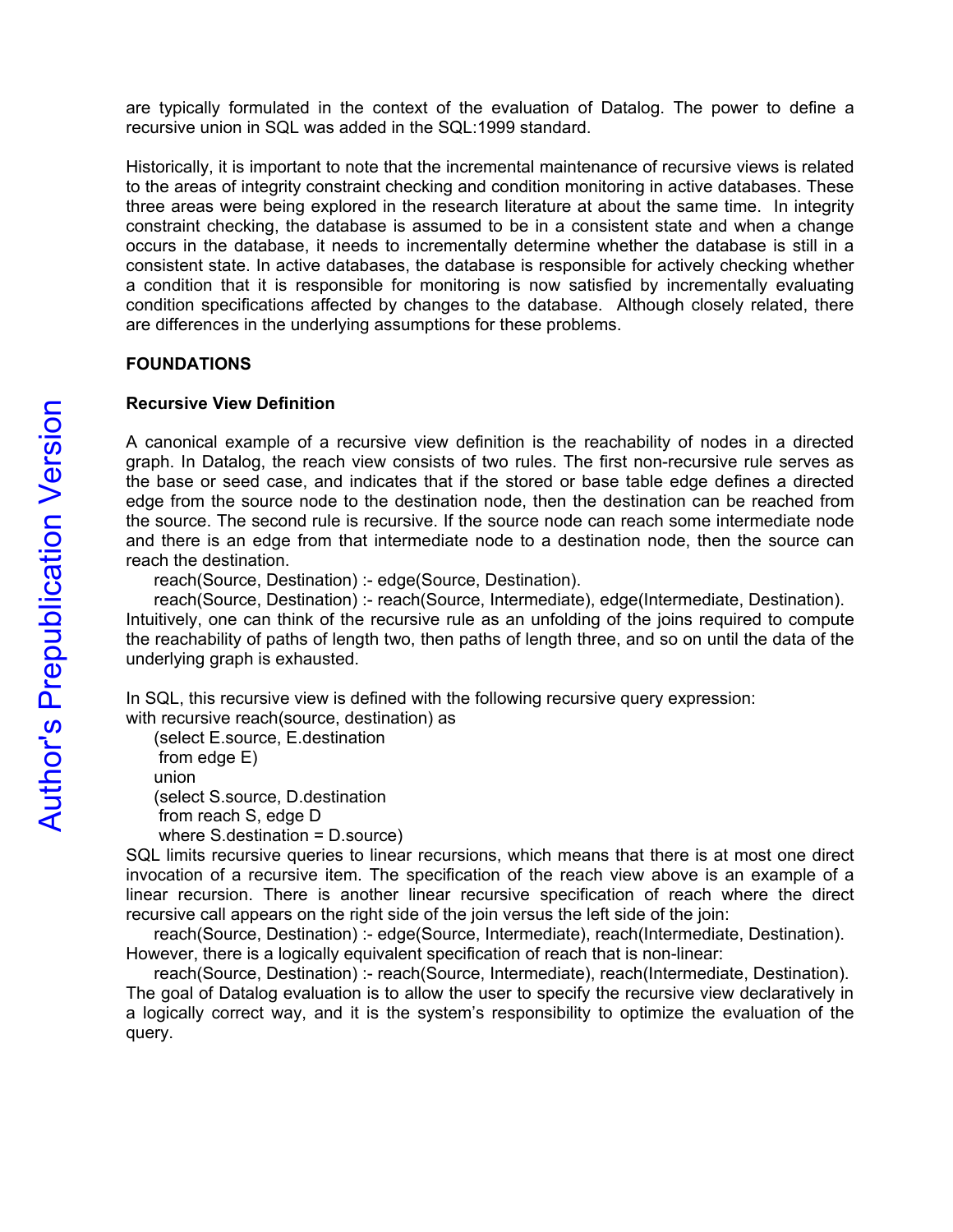are typically formulated in the context of the evaluation of Datalog. The power to define a recursive union in SQL was added in the SQL:1999 standard.

Historically, it is important to note that the incremental maintenance of recursive views is related to the areas of integrity constraint checking and condition monitoring in active databases. These three areas were being explored in the research literature at about the same time. In integrity constraint checking, the database is assumed to be in a consistent state and when a change occurs in the database, it needs to incrementally determine whether the database is still in a consistent state. In active databases, the database is responsible for actively checking whether a condition that it is responsible for monitoring is now satisfied by incrementally evaluating condition specifications affected by changes to the database. Although closely related, there are differences in the underlying assumptions for these problems.

## FOUNDATIONS

### Recursive View Definition

A canonical example of a recursive view definition is the reachability of nodes in a directed graph. In Datalog, the reach view consists of two rules. The first non-recursive rule serves as the base or seed case, and indicates that if the stored or base table edge defines a directed edge from the source node to the destination node, then the destination can be reached from the source. The second rule is recursive. If the source node can reach some intermediate node and there is an edge from that intermediate node to a destination node, then the source can reach the destination.

```
reach(Source, Destination) :- edge(Source, Destination).
reach(Source, Destination) :- reach(Source, Intermediate), edge(Intermediate, Destination).
```

Intuitively, one can think of the recursive rule as an unfolding of the joins required to compute the reachability of paths of length two, then paths of length three, and so on until the data of the underlying graph is exhausted.

In SQL, this recursive view is defined with the following recursive query expression:

```
with recursive reach(source, destination) as
    (select E.source, E.destination
     from edge E)
    union
    (select S.source, D.destination
     from reach S, edge D
     where S.destination = D.source)
```

SQL limits recursive queries to linear recursions, which means that there is at most one direct invocation of a recursive item. The specification of the reach view above is an example of a linear recursion. There is another linear recursive specification of reach where the direct recursive call appears on the right side of the join versus the left side of the join:

```
reach(Source, Destination) :- edge(Source, Intermediate), reach(Intermediate, Destination).
```

However, there is a logically equivalent specification of reach that is non-linear:

```
reach(Source, Destination) :- reach(Source, Intermediate), reach(Intermediate, Destination).
```

The goal of Datalog evaluation is to allow the user to specify the recursive view declaratively in a logically correct way, and it is the system's responsibility to optimize the evaluation of the query.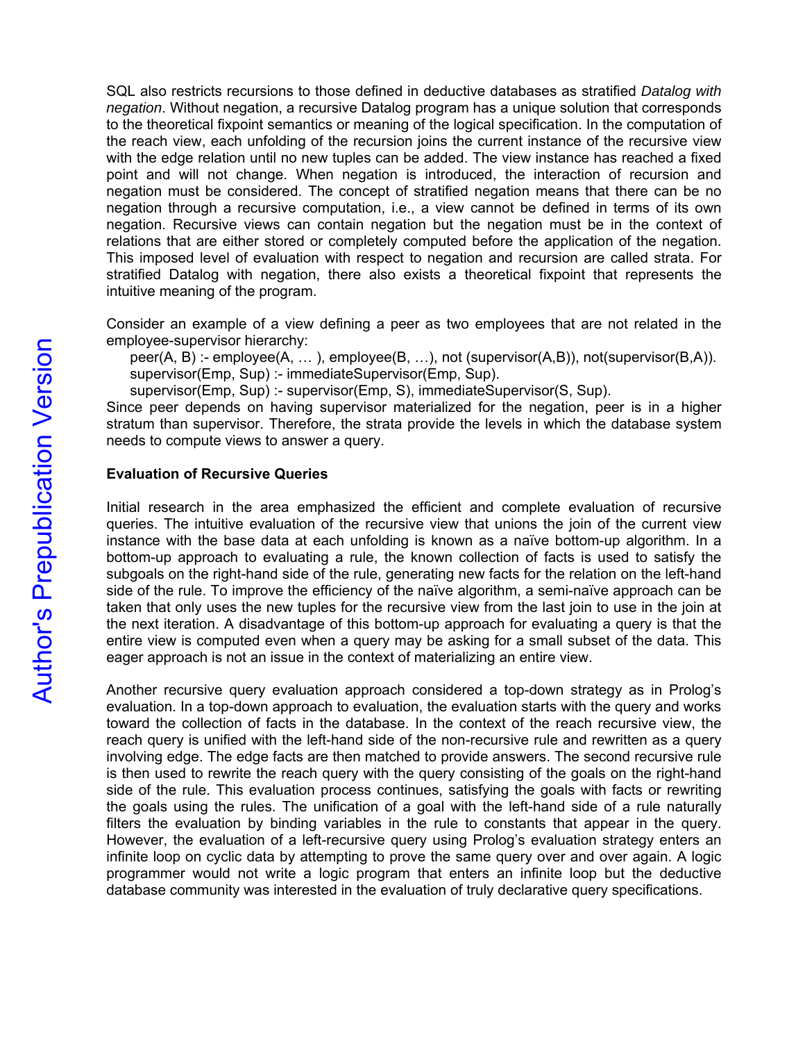SQL also restricts recursions to those defined in deductive databases as stratified *Datalog with negation*. Without negation, a recursive Datalog program has a unique solution that corresponds to the theoretical fixpoint semantics or meaning of the logical specification. In the computation of the reach view, each unfolding of the recursion joins the current instance of the recursive view with the edge relation until no new tuples can be added. The view instance has reached a fixed point and will not change. When negation is introduced, the interaction of recursion and negation must be considered. The concept of stratified negation means that there can be no negation through a recursive computation, i.e., a view cannot be defined in terms of its own negation. Recursive views can contain negation but the negation must be in the context of relations that are either stored or completely computed before the application of the negation. This imposed level of evaluation with respect to negation and recursion are called strata. For stratified Datalog with negation, there also exists a theoretical fixpoint that represents the intuitive meaning of the program.

Consider an example of a view defining a peer as two employees that are not related in the employee-supervisor hierarchy:

```
peer(A, B) :- employee(A, … ), employee(B, …), not (supervisor(A,B)), not(supervisor(B,A)).
supervisor(Emp, Sup) :- immediateSupervisor(Emp, Sup).
supervisor(Emp, Sup) :- supervisor(Emp, S), immediateSupervisor(S, Sup).
```

Since peer depends on having supervisor materialized for the negation, peer is in a higher stratum than supervisor. Therefore, the strata provide the levels in which the database system needs to compute views to answer a query.

**Evaluation of Recursive Queries**

Initial research in the area emphasized the efficient and complete evaluation of recursive queries. The intuitive evaluation of the recursive view that unions the join of the current view instance with the base data at each unfolding is known as a naïve bottom-up algorithm. In a bottom-up approach to evaluating a rule, the known collection of facts is used to satisfy the subgoals on the right-hand side of the rule, generating new facts for the relation on the left-hand side of the rule. To improve the efficiency of the naïve algorithm, a semi-naïve approach can be taken that only uses the new tuples for the recursive view from the last join to use in the join at the next iteration. A disadvantage of this bottom-up approach for evaluating a query is that the entire view is computed even when a query may be asking for a small subset of the data. This eager approach is not an issue in the context of materializing an entire view.

Another recursive query evaluation approach considered a top-down strategy as in Prolog's evaluation. In a top-down approach to evaluation, the evaluation starts with the query and works toward the collection of facts in the database. In the context of the reach recursive view, the reach query is unified with the left-hand side of the non-recursive rule and rewritten as a query involving edge. The edge facts are then matched to provide answers. The second recursive rule is then used to rewrite the reach query with the query consisting of the goals on the right-hand side of the rule. This evaluation process continues, satisfying the goals with facts or rewriting the goals using the rules. The unification of a goal with the left-hand side of a rule naturally filters the evaluation by binding variables in the rule to constants that appear in the query. However, the evaluation of a left-recursive query using Prolog's evaluation strategy enters an infinite loop on cyclic data by attempting to prove the same query over and over again. A logic programmer would not write a logic program that enters an infinite loop but the deductive database community was interested in the evaluation of truly declarative query specifications.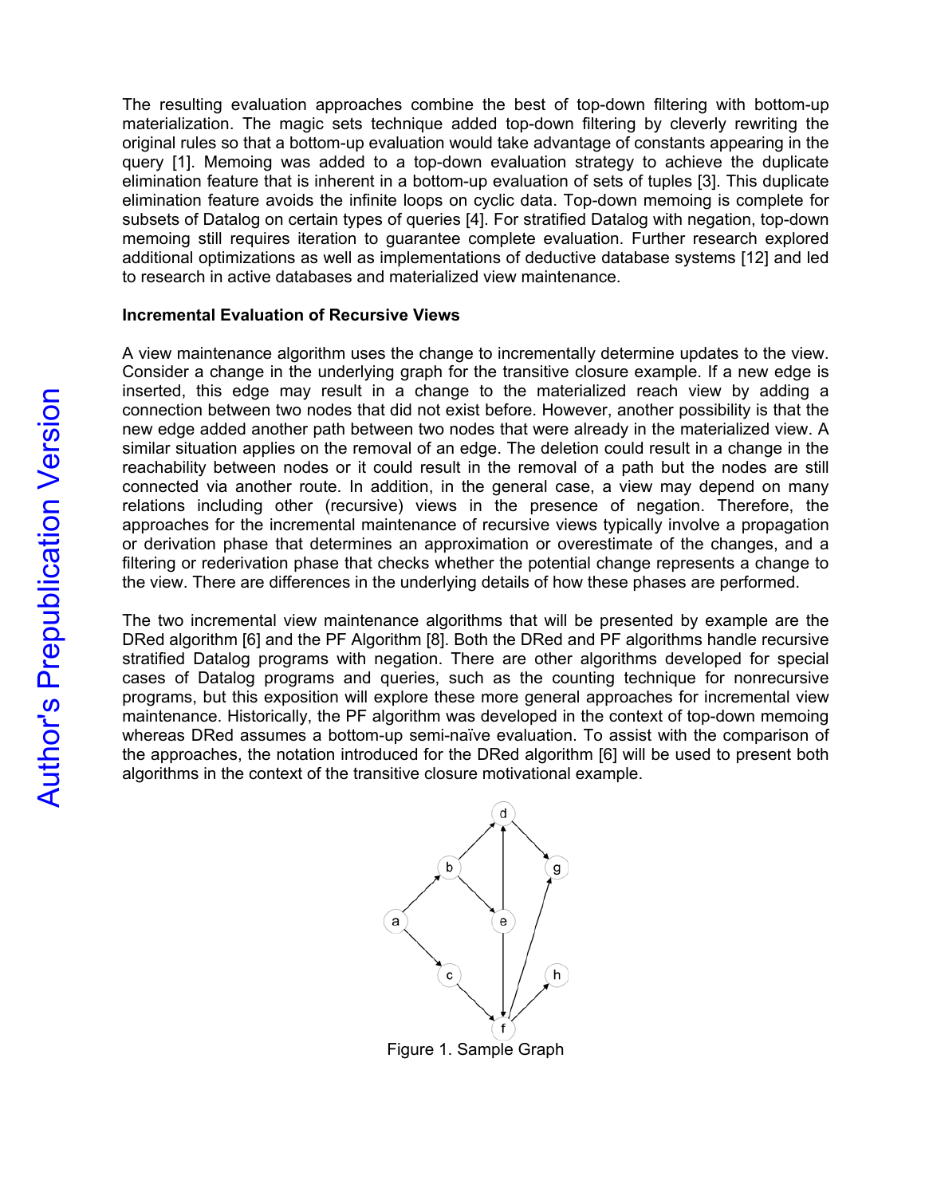The resulting evaluation approaches combine the best of top-down filtering with bottom-up materialization. The magic sets technique added top-down filtering by cleverly rewriting the original rules so that a bottom-up evaluation would take advantage of constants appearing in the query [1]. Memoing was added to a top-down evaluation strategy to achieve the duplicate elimination feature that is inherent in a bottom-up evaluation of sets of tuples [3]. This duplicate elimination feature avoids the infinite loops on cyclic data. Top-down memoing is complete for subsets of Datalog on certain types of queries [4]. For stratified Datalog with negation, top-down memoing still requires iteration to guarantee complete evaluation. Further research explored additional optimizations as well as implementations of deductive database systems [12] and led to research in active databases and materialized view maintenance.

**Incremental Evaluation of Recursive Views**

A view maintenance algorithm uses the change to incrementally determine updates to the view. Consider a change in the underlying graph for the transitive closure example. If a new edge is inserted, this edge may result in a change to the materialized reach view by adding a connection between two nodes that did not exist before. However, another possibility is that the new edge added another path between two nodes that were already in the materialized view. A similar situation applies on the removal of an edge. The deletion could result in a change in the reachability between nodes or it could result in the removal of a path but the nodes are still connected via another route. In addition, in the general case, a view may depend on many relations including other (recursive) views in the presence of negation. Therefore, the approaches for the incremental maintenance of recursive views typically involve a propagation or derivation phase that determines an approximation or overestimate of the changes, and a filtering or rederivation phase that checks whether the potential change represents a change to the view. There are differences in the underlying details of how these phases are performed.

The two incremental view maintenance algorithms that will be presented by example are the DRed algorithm [6] and the PF Algorithm [8]. Both the DRed and PF algorithms handle recursive stratified Datalog programs with negation. There are other algorithms developed for special cases of Datalog programs and queries, such as the counting technique for nonrecursive programs, but this exposition will explore these more general approaches for incremental view maintenance. Historically, the PF algorithm was developed in the context of top-down memoing whereas DRed assumes a bottom-up semi-naïve evaluation. To assist with the comparison of the approaches, the notation introduced for the DRed algorithm [6] will be used to present both algorithms in the context of the transitive closure motivational example.

d
b
g
a
e
c
h
f

Figure 1. Sample Graph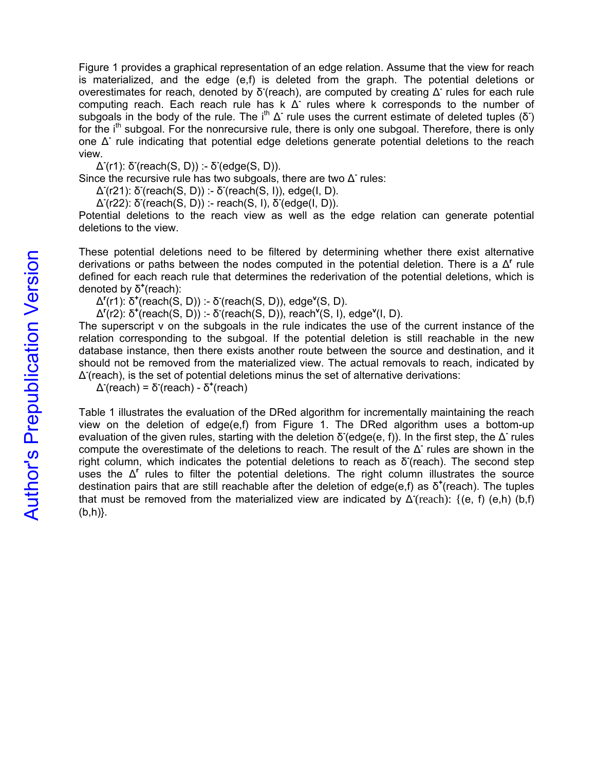Figure 1 provides a graphical representation of an edge relation. Assume that the view for reach is materialized, and the edge (e,f) is deleted from the graph. The potential deletions or overestimates for reach, denoted by $\delta^-$(reach), are computed by creating $\Delta^-$ rules for each rule computing reach. Each reach rule has k $\Delta^-$ rules where k corresponds to the number of subgoals in the body of the rule. The $i^{th}$ $\Delta^-$ rule uses the current estimate of deleted tuples ($\delta^-$) for the $i^{th}$ subgoal. For the nonrecursive rule, there is only one subgoal. Therefore, there is only one $\Delta^-$ rule indicating that potential edge deletions generate potential deletions to the reach view.

$\Delta^-$(r1): $\delta^-$(reach(S, D)) :- $\delta^-$(edge(S, D)).

Since the recursive rule has two subgoals, there are two $\Delta^-$ rules:

$\Delta^-$(r21): $\delta^-$(reach(S, D)) :- $\delta^-$(reach(S, I)), edge(I, D).

$\Delta^-$(r22): $\delta^-$(reach(S, D)) :- reach(S, I), $\delta^-$(edge(I, D)).

Potential deletions to the reach view as well as the edge relation can generate potential deletions to the view.

These potential deletions need to be filtered by determining whether there exist alternative derivations or paths between the nodes computed in the potential deletion. There is a $\Delta^r$ rule defined for each reach rule that determines the rederivation of the potential deletions, which is denoted by $\delta^+$(reach):

$\Delta^r$(r1): $\delta^+$(reach(S, D)) :- $\delta^-$(reach(S, D)), $edge^v$(S, D).

$\Delta^r$(r2): $\delta^+$(reach(S, D)) :- $\delta^-$(reach(S, D)), $reach^v$(S, I), $edge^v$(I, D).

The superscript v on the subgoals in the rule indicates the use of the current instance of the relation corresponding to the subgoal. If the potential deletion is still reachable in the new database instance, then there exists another route between the source and destination, and it should not be removed from the materialized view. The actual removals to reach, indicated by $\Delta^-$(reach), is the set of potential deletions minus the set of alternative derivations:

$\Delta^-$(reach) = $\delta^-$(reach) - $\delta^+$(reach)

Table 1 illustrates the evaluation of the DRed algorithm for incrementally maintaining the reach view on the deletion of edge(e,f) from Figure 1. The DRed algorithm uses a bottom-up evaluation of the given rules, starting with the deletion $\delta^-$(edge(e, f)). In the first step, the $\Delta^-$ rules compute the overestimate of the deletions to reach. The result of the $\Delta^-$ rules are shown in the right column, which indicates the potential deletions to reach as $\delta^-$(reach). The second step uses the $\Delta^r$ rules to filter the potential deletions. The right column illustrates the source destination pairs that are still reachable after the deletion of edge(e,f) as $\delta^+$(reach). The tuples that must be removed from the materialized view are indicated by $\Delta^-$(reach): {(e, f) (e,h) (b,f) (b,h)}.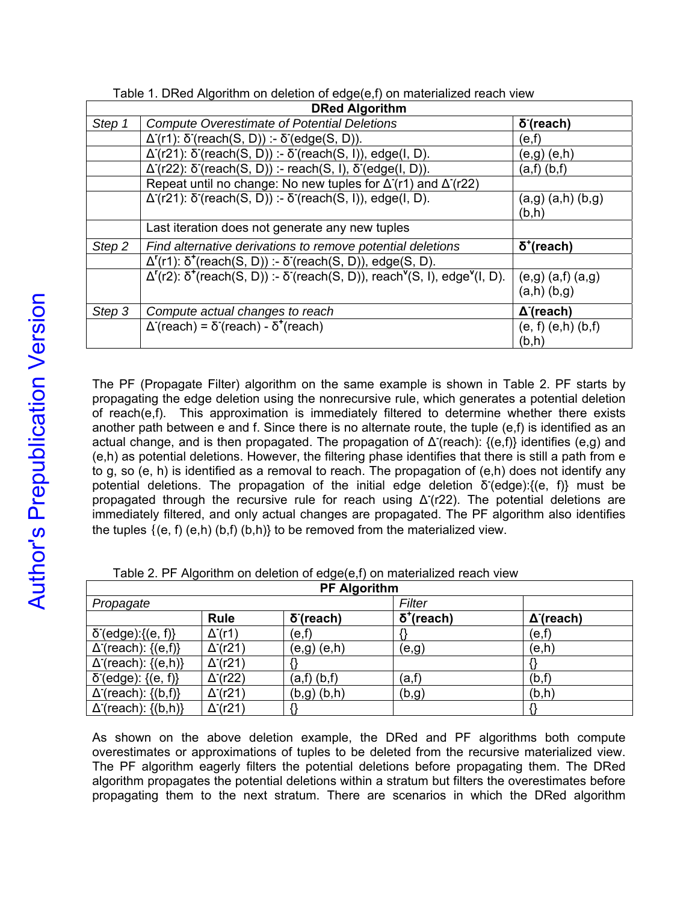Table 1. DRed Algorithm on deletion of edge(e,f) on materialized reach view

| DRed Algorithm | | |
|---|---|---|
| *Step 1* | *Compute Overestimate of Potential Deletions* | **$\delta^-$(reach)** |
| | $\Delta^-$(r1): $\delta^-$(reach(S, D)) :- $\delta^-$(edge(S, D)). | (e,f) |
| | $\Delta^-$(r21): $\delta^-$(reach(S, D)) :- $\delta^-$(reach(S, I)), edge(I, D). | (e,g) (e,h) |
| | $\Delta^-$(r22): $\delta^-$(reach(S, D)) :- reach(S, I), $\delta^-$(edge(I, D)). | (a,f) (b,f) |
| | Repeat until no change: No new tuples for $\Delta^-$(r1) and $\Delta^-$(r22) | |
| | $\Delta^-$(r21): $\delta^-$(reach(S, D)) :- $\delta^-$(reach(S, I)), edge(I, D). | (a,g) (a,h) (b,g) (b,h) |
| | Last iteration does not generate any new tuples | |
| *Step 2* | *Find alternative derivations to remove potential deletions* | **$\delta^+$(reach)** |
| | $\Delta^r$(r1): $\delta^+$(reach(S, D)) :- $\delta^-$(reach(S, D)), edge(S, D). | |
| | $\Delta^r$(r2): $\delta^+$(reach(S, D)) :- $\delta^-$(reach(S, D)), reach$^v$(S, I), edge$^v$(I, D). | (e,g) (a,f) (a,g) (a,h) (b,g) |
| *Step 3* | *Compute actual changes to reach* | **$\Delta^-$(reach)** |
| | $\Delta^-$(reach) = $\delta^-$(reach) - $\delta^+$(reach) | (e, f) (e,h) (b,f) (b,h) |

The PF (Propagate Filter) algorithm on the same example is shown in Table 2. PF starts by propagating the edge deletion using the nonrecursive rule, which generates a potential deletion of reach(e,f). This approximation is immediately filtered to determine whether there exists another path between e and f. Since there is no alternate route, the tuple (e,f) is identified as an actual change, and is then propagated. The propagation of $\Delta^-$(reach): {(e,f)} identifies (e,g) and (e,h) as potential deletions. However, the filtering phase identifies that there is still a path from e to g, so (e, h) is identified as a removal to reach. The propagation of (e,h) does not identify any potential deletions. The propagation of the initial edge deletion $\delta^-$(edge):{(e, f)} must be propagated through the recursive rule for reach using $\Delta^-$(r22). The potential deletions are immediately filtered, and only actual changes are propagated. The PF algorithm also identifies the tuples {(e, f) (e,h) (b,f) (b,h)} to be removed from the materialized view.

Table 2. PF Algorithm on deletion of edge(e,f) on materialized reach view

| PF Algorithm | | | | |
|---|---|---|---|---|
| *Propagate* | | | *Filter* | |
| | **Rule** | **$\delta^-$(reach)** | **$\delta^+$(reach)** | **$\Delta^-$(reach)** |
| $\delta^-$(edge):{(e, f)} | $\Delta^-$(r1) | (e,f) | {} | (e,f) |
| $\Delta^-$(reach): {(e,f)} | $\Delta^-$(r21) | (e,g) (e,h) | (e,g) | (e,h) |
| $\Delta^-$(reach): {(e,h)} | $\Delta^-$(r21) | {} | | {} |
| $\delta^-$(edge): {(e, f)} | $\Delta^-$(r22) | (a,f) (b,f) | (a,f) | (b,f) |
| $\Delta^-$(reach): {(b,f)} | $\Delta^-$(r21) | (b,g) (b,h) | (b,g) | (b,h) |
| $\Delta^-$(reach): {(b,h)} | $\Delta^-$(r21) | {} | | {} |

As shown on the above deletion example, the DRed and PF algorithms both compute overestimates or approximations of tuples to be deleted from the recursive materialized view. The PF algorithm eagerly filters the potential deletions before propagating them. The DRed algorithm propagates the potential deletions within a stratum but filters the overestimates before propagating them to the next stratum. There are scenarios in which the DRed algorithm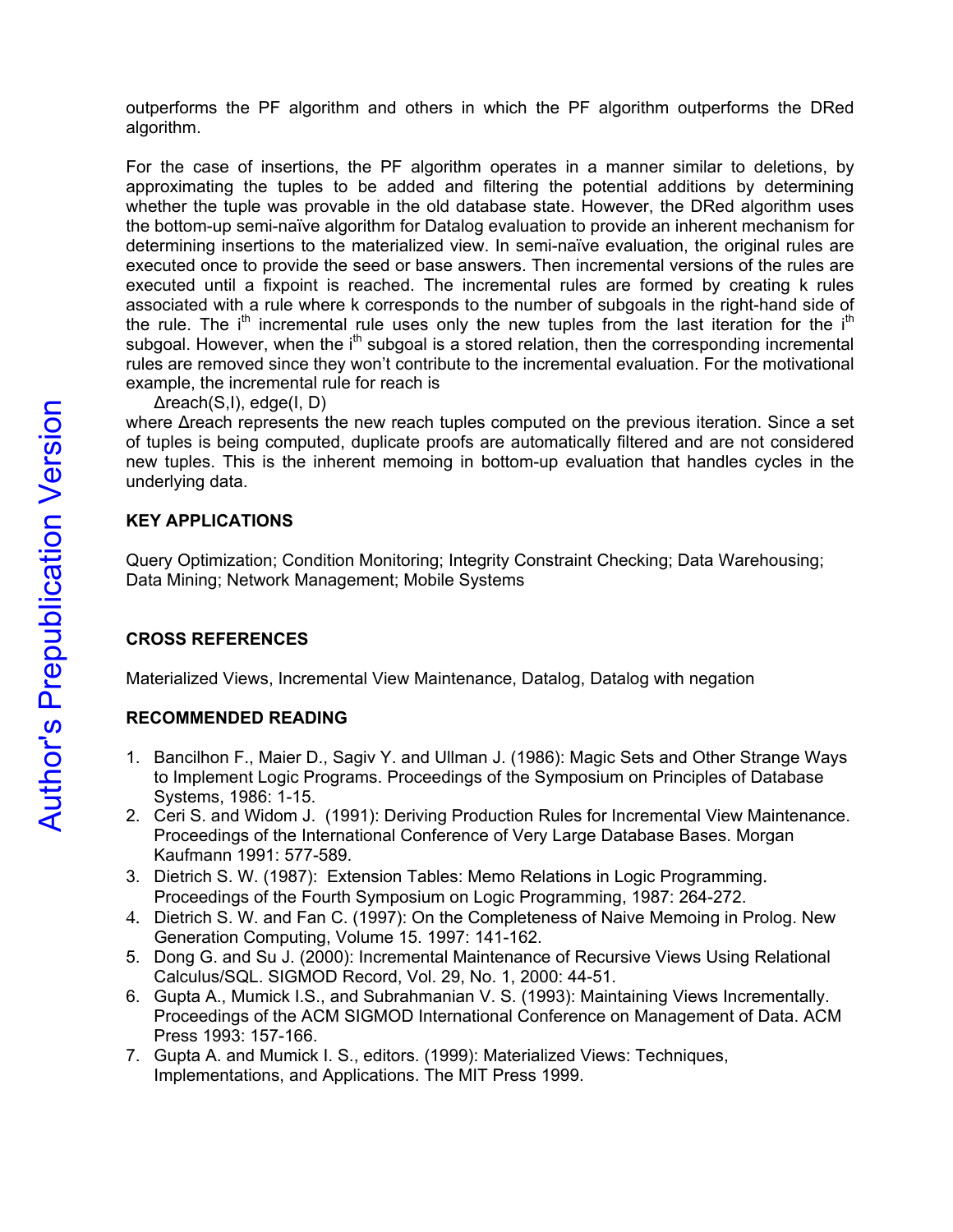outperforms the PF algorithm and others in which the PF algorithm outperforms the DRed algorithm.

For the case of insertions, the PF algorithm operates in a manner similar to deletions, by approximating the tuples to be added and filtering the potential additions by determining whether the tuple was provable in the old database state. However, the DRed algorithm uses the bottom-up semi-naïve algorithm for Datalog evaluation to provide an inherent mechanism for determining insertions to the materialized view. In semi-naïve evaluation, the original rules are executed once to provide the seed or base answers. Then incremental versions of the rules are executed until a fixpoint is reached. The incremental rules are formed by creating k rules associated with a rule where k corresponds to the number of subgoals in the right-hand side of the rule. The $i^{th}$ incremental rule uses only the new tuples from the last iteration for the $i^{th}$ subgoal. However, when the $i^{th}$ subgoal is a stored relation, then the corresponding incremental rules are removed since they won't contribute to the incremental evaluation. For the motivational example, the incremental rule for reach is

  Δreach(S,I), edge(I, D)

where Δreach represents the new reach tuples computed on the previous iteration. Since a set of tuples is being computed, duplicate proofs are automatically filtered and are not considered new tuples. This is the inherent memoing in bottom-up evaluation that handles cycles in the underlying data.

## KEY APPLICATIONS

Query Optimization; Condition Monitoring; Integrity Constraint Checking; Data Warehousing; Data Mining; Network Management; Mobile Systems

## CROSS REFERENCES

Materialized Views, Incremental View Maintenance, Datalog, Datalog with negation

## RECOMMENDED READING

1. Bancilhon F., Maier D., Sagiv Y. and Ullman J. (1986): Magic Sets and Other Strange Ways to Implement Logic Programs. Proceedings of the Symposium on Principles of Database Systems, 1986: 1-15.
2. Ceri S. and Widom J. (1991): Deriving Production Rules for Incremental View Maintenance. Proceedings of the International Conference of Very Large Database Bases. Morgan Kaufmann 1991: 577-589.
3. Dietrich S. W. (1987): Extension Tables: Memo Relations in Logic Programming. Proceedings of the Fourth Symposium on Logic Programming, 1987: 264-272.
4. Dietrich S. W. and Fan C. (1997): On the Completeness of Naive Memoing in Prolog. New Generation Computing, Volume 15. 1997: 141-162.
5. Dong G. and Su J. (2000): Incremental Maintenance of Recursive Views Using Relational Calculus/SQL. SIGMOD Record, Vol. 29, No. 1, 2000: 44-51.
6. Gupta A., Mumick I.S., and Subrahmanian V. S. (1993): Maintaining Views Incrementally. Proceedings of the ACM SIGMOD International Conference on Management of Data. ACM Press 1993: 157-166.
7. Gupta A. and Mumick I. S., editors. (1999): Materialized Views: Techniques, Implementations, and Applications. The MIT Press 1999.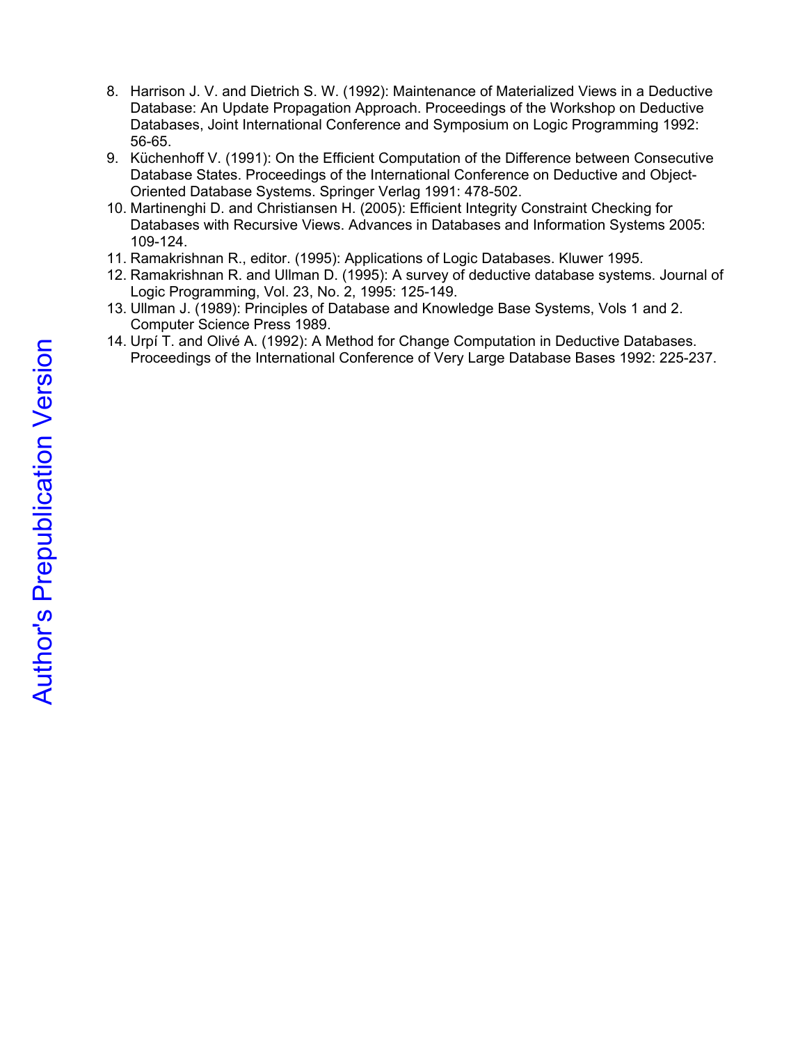8. Harrison J. V. and Dietrich S. W. (1992): Maintenance of Materialized Views in a Deductive Database: An Update Propagation Approach. Proceedings of the Workshop on Deductive Databases, Joint International Conference and Symposium on Logic Programming 1992: 56-65.
9. Küchenhoff V. (1991): On the Efficient Computation of the Difference between Consecutive Database States. Proceedings of the International Conference on Deductive and Object-Oriented Database Systems. Springer Verlag 1991: 478-502.
10. Martinenghi D. and Christiansen H. (2005): Efficient Integrity Constraint Checking for Databases with Recursive Views. Advances in Databases and Information Systems 2005: 109-124.
11. Ramakrishnan R., editor. (1995): Applications of Logic Databases. Kluwer 1995.
12. Ramakrishnan R. and Ullman D. (1995): A survey of deductive database systems. Journal of Logic Programming, Vol. 23, No. 2, 1995: 125-149.
13. Ullman J. (1989): Principles of Database and Knowledge Base Systems, Vols 1 and 2. Computer Science Press 1989.
14. Urpí T. and Olivé A. (1992): A Method for Change Computation in Deductive Databases. Proceedings of the International Conference of Very Large Database Bases 1992: 225-237.

Author's Prepublication Version